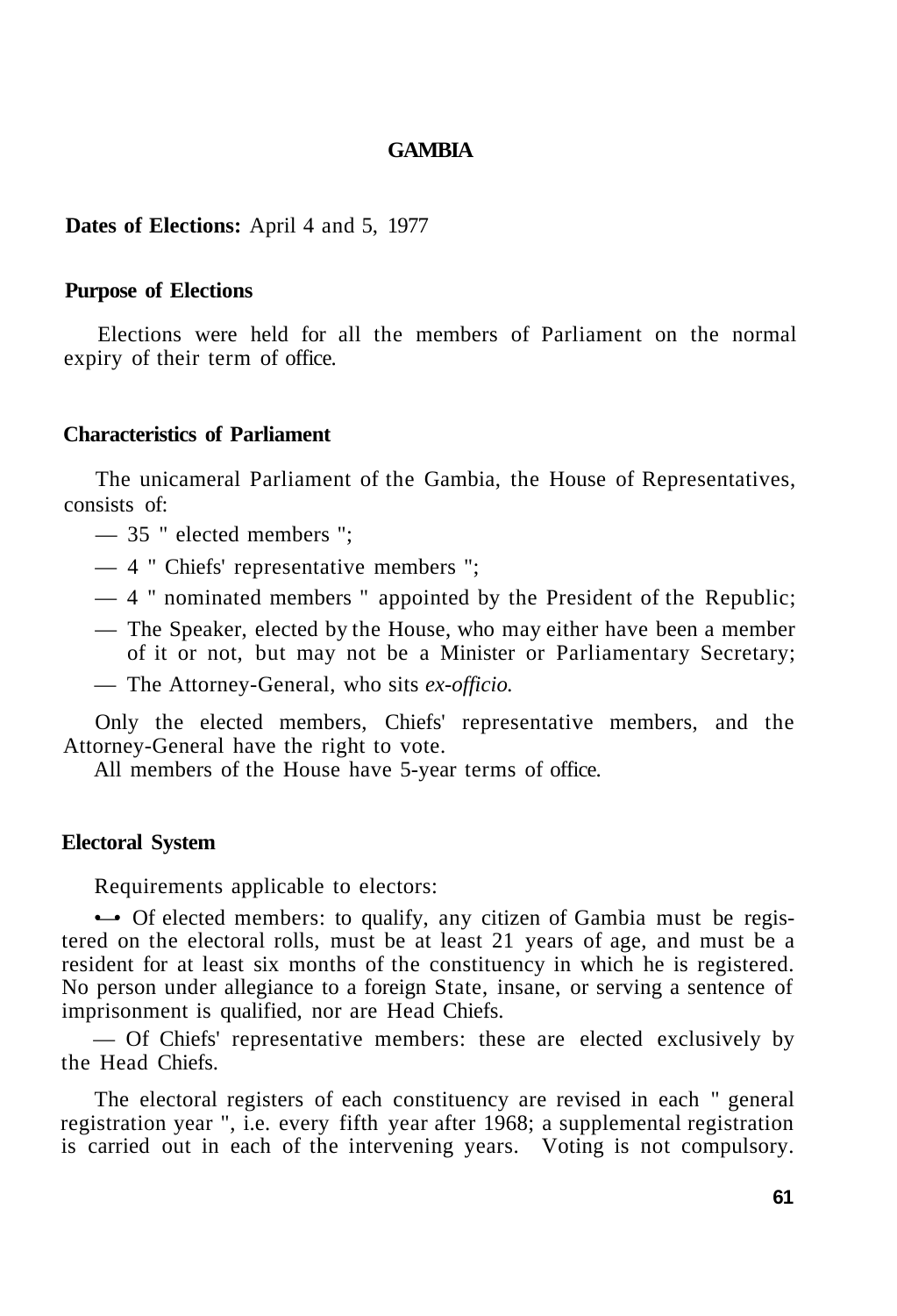# GAMBIA

**Dates of Elections:** April 4 and 5, 1977

## Purpose of Elections

Elections were held for all the members of Parliament on the normal expiry of their term of office.

## Characteristics of Parliament

The unicameral Parliament of the Gambia, the House of Representatives, consists of:

- 35 " elected members ";
- 4 " Chiefs' representative members ";
- 4 " nominated members " appointed by the President of the Republic;
- The Speaker, elected by the House, who may either have been a member of it or not, but may not be a Minister or Parliamentary Secretary;
- The Attorney-General, who sits *ex-officio.*

Only the elected members, Chiefs' representative members, and the Attorney-General have the right to vote.

All members of the House have 5-year terms of office.

## Electoral System

Requirements applicable to electors:

- Of elected members: to qualify, any citizen of Gambia must be registered on the electoral rolls, must be at least 21 years of age, and must be a resident for at least six months of the constituency in which he is registered. No person under allegiance to a foreign State, insane, or serving a sentence of imprisonment is qualified, nor are Head Chiefs.
- Of Chiefs' representative members: these are elected exclusively by the Head Chiefs.

The electoral registers of each constituency are revised in each " general registration year ", i.e. every fifth year after 1968; a supplemental registration is carried out in each of the intervening years. Voting is not compulsory.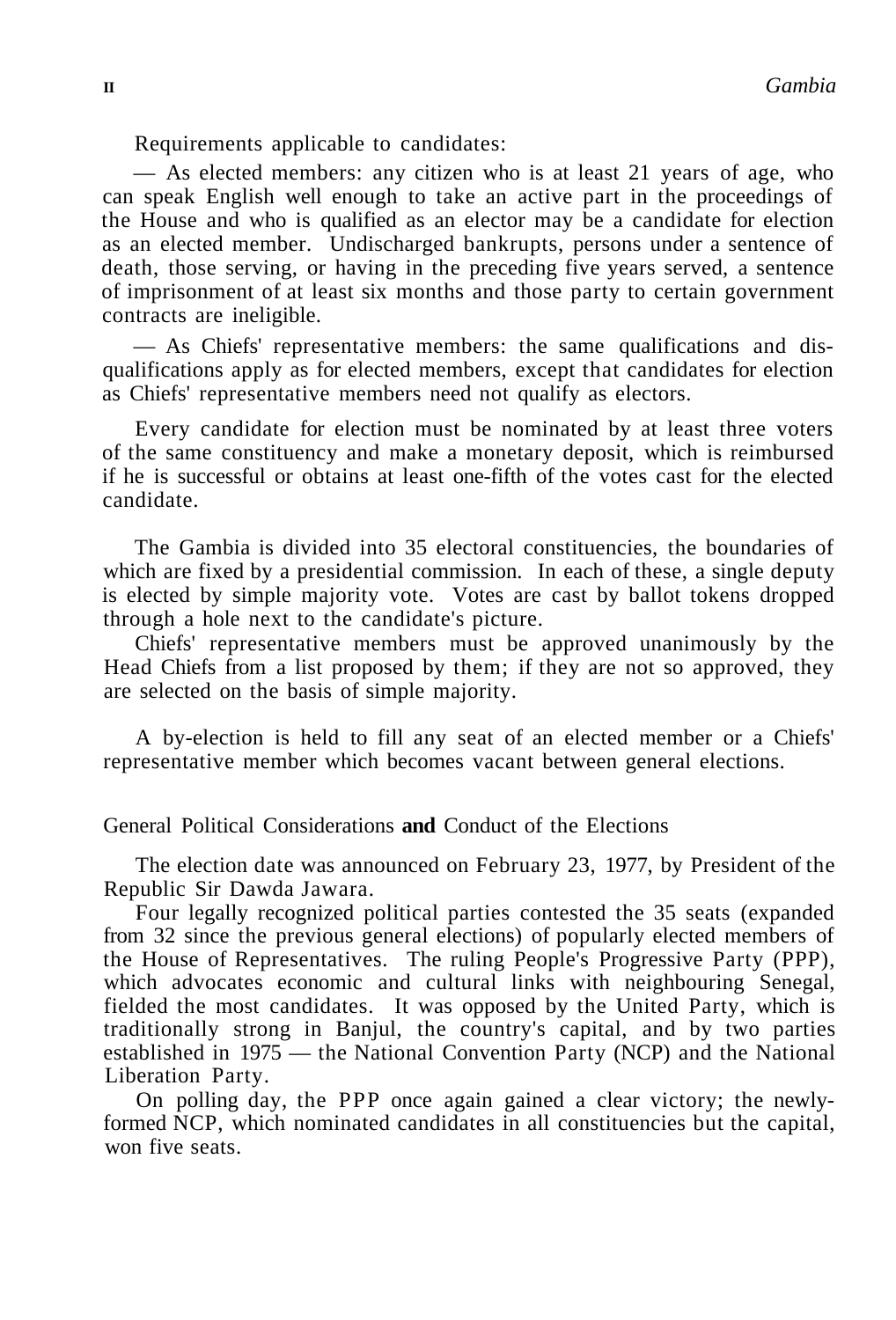Requirements applicable to candidates:

— As elected members: any citizen who is at least 21 years of age, who can speak English well enough to take an active part in the proceedings of the House and who is qualified as an elector may be a candidate for election as an elected member. Undischarged bankrupts, persons under a sentence of death, those serving, or having in the preceding five years served, a sentence of imprisonment of at least six months and those party to certain government contracts are ineligible.

— As Chiefs' representative members: the same qualifications and disqualifications apply as for elected members, except that candidates for election as Chiefs' representative members need not qualify as electors.

Every candidate for election must be nominated by at least three voters of the same constituency and make a monetary deposit, which is reimbursed if he is successful or obtains at least one-fifth of the votes cast for the elected candidate.

The Gambia is divided into 35 electoral constituencies, the boundaries of which are fixed by a presidential commission. In each of these, a single deputy is elected by simple majority vote. Votes are cast by ballot tokens dropped through a hole next to the candidate's picture.

Chiefs' representative members must be approved unanimously by the Head Chiefs from a list proposed by them; if they are not so approved, they are selected on the basis of simple majority.

A by-election is held to fill any seat of an elected member or a Chiefs' representative member which becomes vacant between general elections.

## General Political Considerations and Conduct of the Elections

The election date was announced on February 23, 1977, by President of the Republic Sir Dawda Jawara.

Four legally recognized political parties contested the 35 seats (expanded from 32 since the previous general elections) of popularly elected members of the House of Representatives. The ruling People's Progressive Party (PPP), which advocates economic and cultural links with neighbouring Senegal, fielded the most candidates. It was opposed by the United Party, which is traditionally strong in Banjul, the country's capital, and by two parties established in 1975 — the National Convention Party (NCP) and the National Liberation Party.

On polling day, the PPP once again gained a clear victory; the newly-formed NCP, which nominated candidates in all constituencies but the capital, won five seats.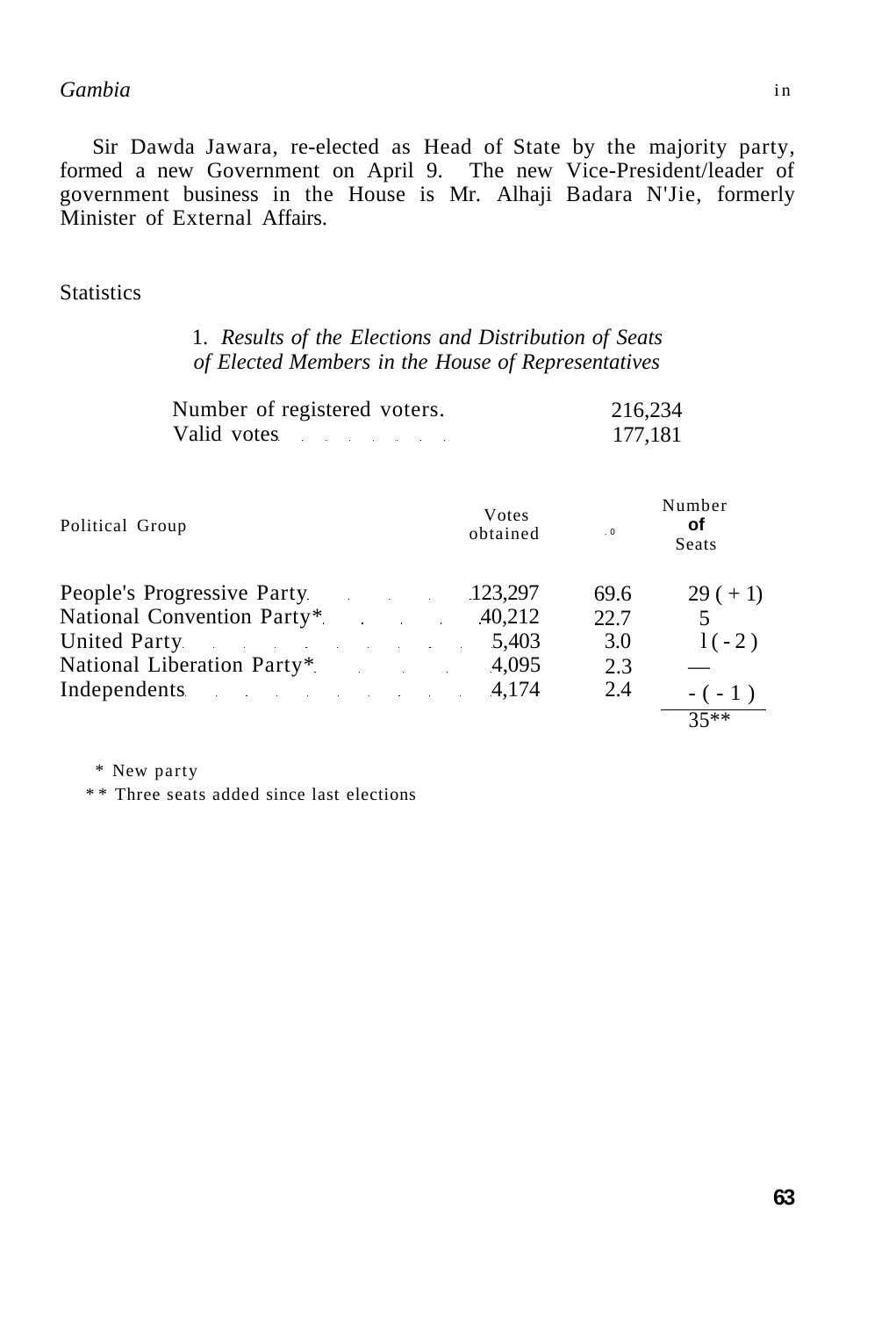Sir Dawda Jawara, re-elected as Head of State by the majority party, formed a new Government on April 9. The new Vice-President/leader of government business in the House is Mr. Alhaji Badara N'Jie, formerly Minister of External Affairs.

## Statistics

### 1. *Results of the Elections and Distribution of Seats of Elected Members in the House of Representatives*

| | |
|---|---|
| Number of registered voters. | 216,234 |
| Valid votes | 177,181 |

| Political Group | Votes obtained | % | Number of Seats |
|---|---|---|---|
| People's Progressive Party | 123,297 | 69.6 | 29 ( + 1) |
| National Convention Party* | 40,212 | 22.7 | 5 |
| United Party | 5,403 | 3.0 | 1 ( - 2 ) |
| National Liberation Party* | 4,095 | 2.3 | — |
| Independents | 4,174 | 2.4 | - ( - 1 ) |
| | | | 35** |

\* New party

\*\* Three seats added since last elections